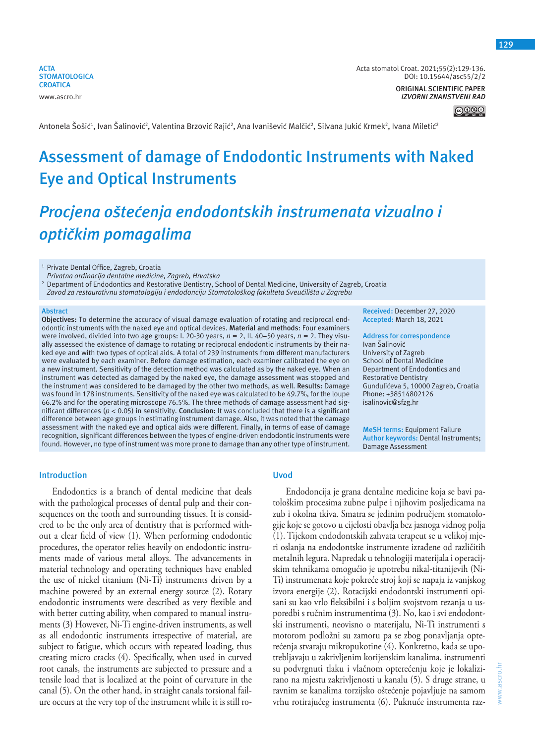ACTA STOMATOLOGICA CROATICA
www.ascro.hr

Acta stomatol Croat. 2021;55(2):129-136.
DOI: 10.15644/asc55/2/2

ORIGINAL SCIENTIFIC PAPER
*IZVORNI ZNANSTVENI RAD*

Antonela Šošić[1], Ivan Šalinović[2], Valentina Brzović Rajić[2], Ana Ivanišević Malčić[2], Silvana Jukić Krmek[2], Ivana Miletić[2]

# Assessment of damage of Endodontic Instruments with Naked Eye and Optical Instruments

# *Procjena oštećenja endodontskih instrumenata vizualno i optičkim pomagalima*

[1] Private Dental Office, Zagreb, Croatia
*Privatna ordinacija dentalne medicine, Zagreb, Hrvatska*
[2] Department of Endodontics and Restorative Dentistry, School of Dental Medicine, University of Zagreb, Croatia
*Zavod za restaurativnu stomatologiju i endodonciju Stomatološkog fakulteta Sveučilišta u Zagrebu*

## Abstract

**Objectives:** To determine the accuracy of visual damage evaluation of rotating and reciprocal endodontic instruments with the naked eye and optical devices. **Material and methods:** Four examiners were involved, divided into two age groups: I. 20-30 years, $n = 2$, II. 40–50 years, $n = 2$. They visually assessed the existence of damage to rotating or reciprocal endodontic instruments by their naked eye and with two types of optical aids. A total of 239 instruments from different manufacturers were evaluated by each examiner. Before damage estimation, each examiner calibrated the eye on a new instrument. Sensitivity of the detection method was calculated as by the naked eye. When an instrument was detected as damaged by the naked eye, the damage assessment was stopped and the instrument was considered to be damaged by the other two methods, as well. **Results:** Damage was found in 178 instruments. Sensitivity of the naked eye was calculated to be 49.7%, for the loupe 66.2% and for the operating microscope 76.5%. The three methods of damage assessment had significant differences ($p < 0.05$) in sensitivity. **Conclusion:** It was concluded that there is a significant difference between age groups in estimating instrument damage. Also, it was noted that the damage assessment with the naked eye and optical aids were different. Finally, in terms of ease of damage recognition, significant differences between the types of engine-driven endodontic instruments were found. However, no type of instrument was more prone to damage than any other type of instrument.

**Received:** December 27, 2020
**Accepted:** March 18, 2021

**Address for correspondence**
Ivan Šalinović
University of Zagreb
School of Dental Medicine
Department of Endodontics and Restorative Dentistry
Gundulićeva 5, 10000 Zagreb, Croatia
Phone: +38514802126
isalinovic@sfzg.hr

**MeSH terms:** Equipment Failure
**Author keywords:** Dental Instruments; Damage Assessment

## Introduction

Endodontics is a branch of dental medicine that deals with the pathological processes of dental pulp and their consequences on the tooth and surrounding tissues. It is considered to be the only area of dentistry that is performed without a clear field of view (1). When performing endodontic procedures, the operator relies heavily on endodontic instruments made of various metal alloys. The advancements in material technology and operating techniques have enabled the use of nickel titanium (Ni-Ti) instruments driven by a machine powered by an external energy source (2). Rotary endodontic instruments were described as very flexible and with better cutting ability, when compared to manual instruments (3) However, Ni-Ti engine-driven instruments, as well as all endodontic instruments irrespective of material, are subject to fatigue, which occurs with repeated loading, thus creating micro cracks (4). Specifically, when used in curved root canals, the instruments are subjected to pressure and a tensile load that is localized at the point of curvature in the canal (5). On the other hand, in straight canals torsional failure occurs at the very top of the instrument while it is still ro-

## Uvod

Endodoncija je grana dentalne medicine koja se bavi patološkim procesima zubne pulpe i njihovim posljedicama na zub i okolna tkiva. Smatra se jedinim područjem stomatologije koje se gotovo u cijelosti obavlja bez jasnoga vidnog polja (1). Tijekom endodontskih zahvata terapeut se u velikoj mjeri oslanja na endodontske instrumente izrađene od različitih metalnih legura. Napredak u tehnologiji materijala i operacijskim tehnikama omogućio je upotrebu nikal-titanijevih (Ni-Ti) instrumenata koje pokreće stroj koji se napaja iz vanjskog izvora energije (2). Rotacijski endodontski instrumenti opisani su kao vrlo fleksibilni i s boljim svojstvom rezanja u usporedbi s ručnim instrumentima (3). No, kao i svi endodontski instrumenti, neovisno o materijalu, Ni-Ti instrumenti s motorom podložni su zamoru pa se zbog ponavljanja opterećenja stvaraju mikropukotine (4). Konkretno, kada se upotrebljavaju u zakrivljenim korijenskim kanalima, instrumenti su podvrgnuti tlaku i vlačnom opterećenju koje je lokalizirano na mjestu zakrivljenosti u kanalu (5). S druge strane, u ravnim se kanalima torzijsko oštećenje pojavljuje na samom vrhu rotirajućeg instrumenta (6). Puknuće instrumenta raz-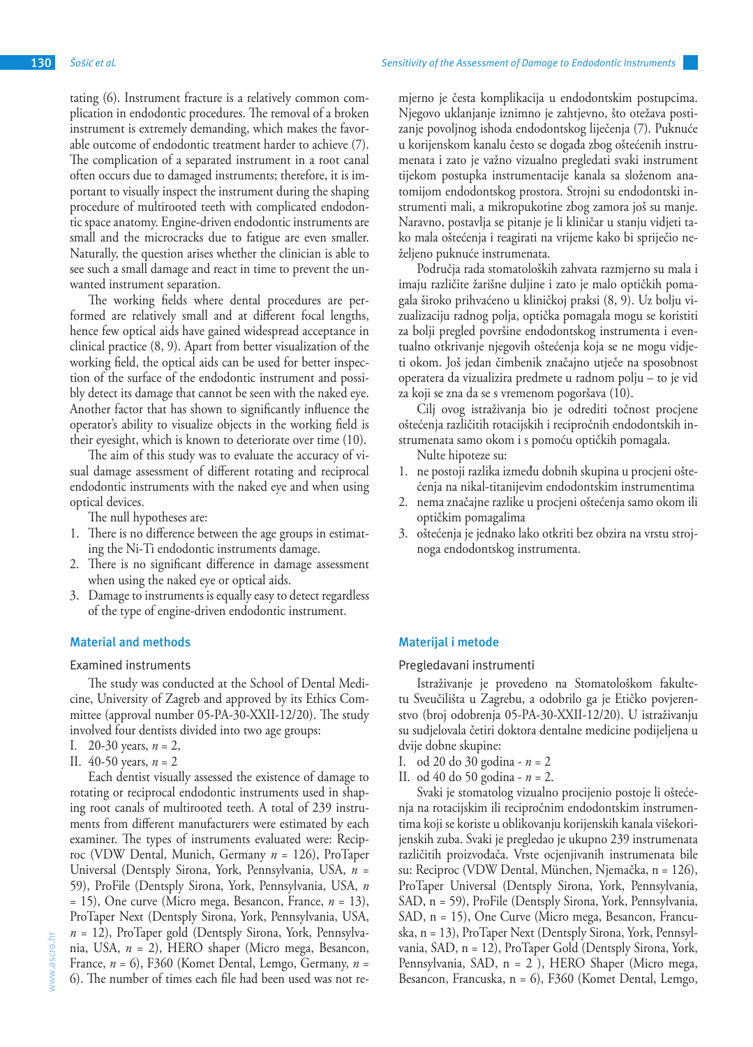tating (6). Instrument fracture is a relatively common complication in endodontic procedures. The removal of a broken instrument is extremely demanding, which makes the favorable outcome of endodontic treatment harder to achieve (7). The complication of a separated instrument in a root canal often occurs due to damaged instruments; therefore, it is important to visually inspect the instrument during the shaping procedure of multirooted teeth with complicated endodontic space anatomy. Engine-driven endodontic instruments are small and the microcracks due to fatigue are even smaller. Naturally, the question arises whether the clinician is able to see such a small damage and react in time to prevent the unwanted instrument separation.

The working fields where dental procedures are performed are relatively small and at different focal lengths, hence few optical aids have gained widespread acceptance in clinical practice (8, 9). Apart from better visualization of the working field, the optical aids can be used for better inspection of the surface of the endodontic instrument and possibly detect its damage that cannot be seen with the naked eye. Another factor that has shown to significantly influence the operator's ability to visualize objects in the working field is their eyesight, which is known to deteriorate over time (10).

The aim of this study was to evaluate the accuracy of visual damage assessment of different rotating and reciprocal endodontic instruments with the naked eye and when using optical devices.

The null hypotheses are:

1. There is no difference between the age groups in estimating the Ni-Ti endodontic instruments damage.
2. There is no significant difference in damage assessment when using the naked eye or optical aids.
3. Damage to instruments is equally easy to detect regardless of the type of engine-driven endodontic instrument.

## Material and methods

### Examined instruments

The study was conducted at the School of Dental Medicine, University of Zagreb and approved by its Ethics Committee (approval number 05-PA-30-XXII-12/20). The study involved four dentists divided into two age groups:

I. 20-30 years, *n* = 2,
II. 40-50 years, *n* = 2

Each dentist visually assessed the existence of damage to rotating or reciprocal endodontic instruments used in shaping root canals of multirooted teeth. A total of 239 instruments from different manufacturers were estimated by each examiner. The types of instruments evaluated were: Reciproc (VDW Dental, Munich, Germany *n* = 126), ProTaper Universal (Dentsply Sirona, York, Pennsylvania, USA, *n* = 59), ProFile (Dentsply Sirona, York, Pennsylvania, USA, *n* = 15), One curve (Micro mega, Besancon, France, *n* = 13), ProTaper Next (Dentsply Sirona, York, Pennsylvania, USA, *n* = 12), ProTaper gold (Dentsply Sirona, York, Pennsylvania, USA, *n* = 2), HERO shaper (Micro mega, Besancon, France, *n* = 6), F360 (Komet Dental, Lemgo, Germany, *n* = 6). The number of times each file had been used was not re-

mjerno je česta komplikacija u endodontskim postupcima. Njegovo uklanjanje iznimno je zahtjevno, što otežava postizanje povoljnog ishoda endodontskog liječenja (7). Puknuće u korijenskom kanalu često se događa zbog oštećenih instrumenata i zato je važno vizualno pregledati svaki instrument tijekom postupka instrumentacije kanala sa složenom anatomijom endodontskog prostora. Strojni su endodontski instrumenti mali, a mikropukotine zbog zamora još su manje. Naravno, postavlja se pitanje je li kliničar u stanju vidjeti tako mala oštećenja i reagirati na vrijeme kako bi spriječio neželjeno puknuće instrumenata.

Područja rada stomatoloških zahvata razmjerno su mala i imaju različite žarišne duljine i zato je malo optičkih pomagala široko prihvaćeno u kliničkoj praksi (8, 9). Uz bolju vizualizaciju radnog polja, optička pomagala mogu se koristiti za bolji pregled površine endodontskog instrumenta i eventualno otkrivanje njegovih oštećenja koja se ne mogu vidjeti okom. Još jedan čimbenik značajno utječe na sposobnost operatera da vizualizira predmete u radnom polju – to je vid za koji se zna da se s vremenom pogoršava (10).

Cilj ovog istraživanja bio je odrediti točnost procjene oštećenja različitih rotacijskih i recipročnih endodontskih instrumenata samo okom i s pomoću optičkih pomagala.

Nulte hipoteze su:

1. ne postoji razlika između dobnih skupina u procjeni oštećenja na nikal-titanijevim endodontskim instrumentima
2. nema značajne razlike u procjeni oštećenja samo okom ili optičkim pomagalima
3. oštećenja je jednako lako otkriti bez obzira na vrstu strojnoga endodontskog instrumenta.

## Materijal i metode

### Pregledavani instrumenti

Istraživanje je provedeno na Stomatološkom fakultetu Sveučilišta u Zagrebu, a odobrilo ga je Etičko povjerenstvo (broj odobrenja 05-PA-30-XXII-12/20). U istraživanju su sudjelovala četiri doktora dentalne medicine podijeljena u dvije dobne skupine:

I. od 20 do 30 godina - *n* = 2
II. od 40 do 50 godina - *n* = 2.

Svaki je stomatolog vizualno procijenio postoje li oštećenja na rotacijskim ili recipročnim endodontskim instrumentima koji se koriste u oblikovanju korijenskih kanala višekorijenskih zuba. Svaki je pregledao je ukupno 239 instrumenata različitih proizvođača. Vrste ocjenjivanih instrumenata bile su: Reciproc (VDW Dental, München, Njemačka, n = 126), ProTaper Universal (Dentsply Sirona, York, Pennsylvania, SAD, n = 59), ProFile (Dentsply Sirona, York, Pennsylvania, SAD, n = 15), One Curve (Micro mega, Besancon, Francuska, n = 13), ProTaper Next (Dentsply Sirona, York, Pennsylvania, SAD, n = 12), ProTaper Gold (Dentsply Sirona, York, Pennsylvania, SAD, n = 2 ), HERO Shaper (Micro mega, Besancon, Francuska, n = 6), F360 (Komet Dental, Lemgo,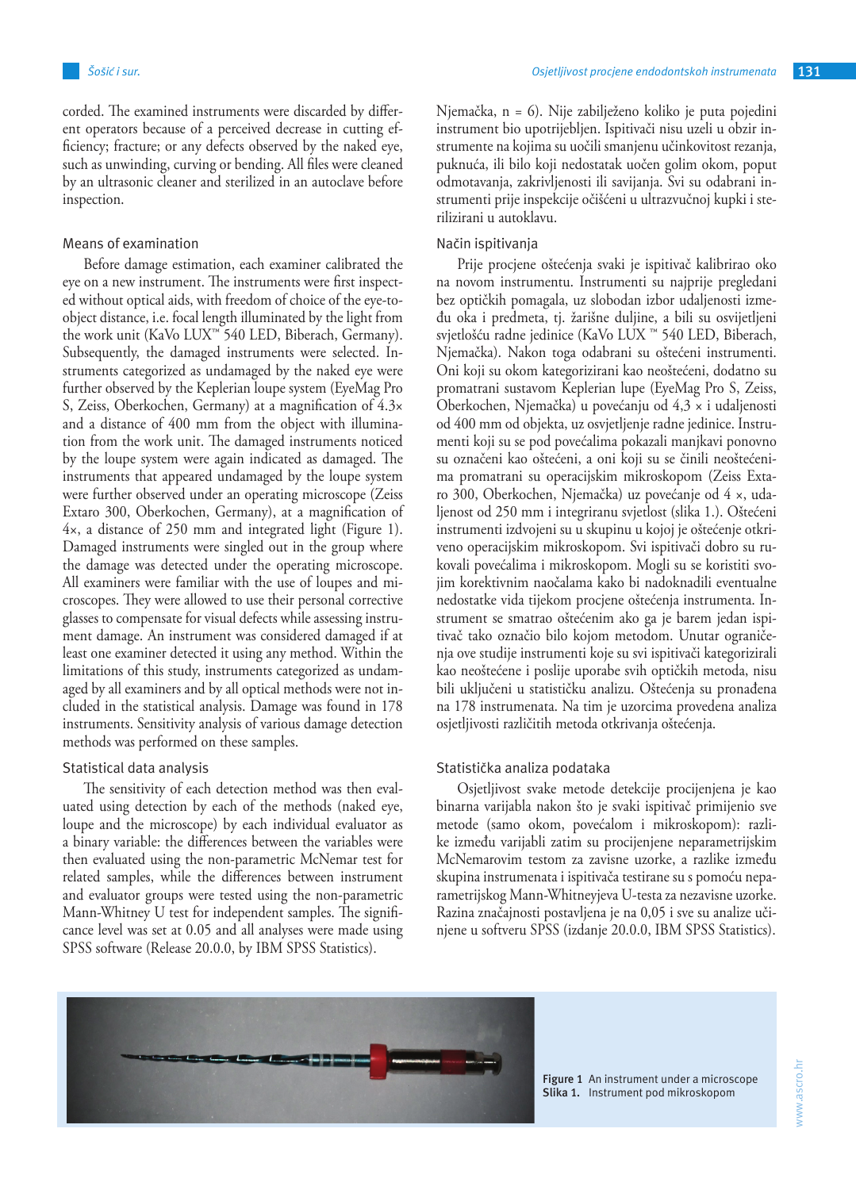corded. The examined instruments were discarded by different operators because of a perceived decrease in cutting efficiency; fracture; or any defects observed by the naked eye, such as unwinding, curving or bending. All files were cleaned by an ultrasonic cleaner and sterilized in an autoclave before inspection.

### Means of examination

Before damage estimation, each examiner calibrated the eye on a new instrument. The instruments were first inspected without optical aids, with freedom of choice of the eye-to-object distance, i.e. focal length illuminated by the light from the work unit (KaVo LUX™ 540 LED, Biberach, Germany). Subsequently, the damaged instruments were selected. Instruments categorized as undamaged by the naked eye were further observed by the Keplerian loupe system (EyeMag Pro S, Zeiss, Oberkochen, Germany) at a magnification of 4.3× and a distance of 400 mm from the object with illumination from the work unit. The damaged instruments noticed by the loupe system were again indicated as damaged. The instruments that appeared undamaged by the loupe system were further observed under an operating microscope (Zeiss Extaro 300, Oberkochen, Germany), at a magnification of 4×, a distance of 250 mm and integrated light (Figure 1). Damaged instruments were singled out in the group where the damage was detected under the operating microscope. All examiners were familiar with the use of loupes and microscopes. They were allowed to use their personal corrective glasses to compensate for visual defects while assessing instrument damage. An instrument was considered damaged if at least one examiner detected it using any method. Within the limitations of this study, instruments categorized as undamaged by all examiners and by all optical methods were not included in the statistical analysis. Damage was found in 178 instruments. Sensitivity analysis of various damage detection methods was performed on these samples.

### Statistical data analysis

The sensitivity of each detection method was then evaluated using detection by each of the methods (naked eye, loupe and the microscope) by each individual evaluator as a binary variable: the differences between the variables were then evaluated using the non-parametric McNemar test for related samples, while the differences between instrument and evaluator groups were tested using the non-parametric Mann-Whitney U test for independent samples. The significance level was set at 0.05 and all analyses were made using SPSS software (Release 20.0.0, by IBM SPSS Statistics).

Njemačka, n = 6). Nije zabilježeno koliko je puta pojedini instrument bio upotrijebljen. Ispitivači nisu uzeli u obzir instrumente na kojima su uočili smanjenu učinkovitost rezanja, puknuća, ili bilo koji nedostatak uočen golim okom, poput odmotavanja, zakrivljenosti ili savijanja. Svi su odabrani instrumenti prije inspekcije očišćeni u ultrazvučnoj kupki i sterilizirani u autoklavu.

### Način ispitivanja

Prije procjene oštećenja svaki je ispitivač kalibrirao oko na novom instrumentu. Instrumenti su najprije pregledani bez optičkih pomagala, uz slobodan izbor udaljenosti između oka i predmeta, tj. žarišne duljine, a bili su osvijetljeni svjetlošću radne jedinice (KaVo LUX ™ 540 LED, Biberach, Njemačka). Nakon toga odabrani su oštećeni instrumenti. Oni koji su okom kategorizirani kao neoštećeni, dodatno su promatrani sustavom Keplerian lupe (EyeMag Pro S, Zeiss, Oberkochen, Njemačka) u povećanju od 4,3 × i udaljenosti od 400 mm od objekta, uz osvjetljenje radne jedinice. Instrumenti koji su se pod povećalima pokazali manjkavi ponovno su označeni kao oštećeni, a oni koji su se činili neoštećenima promatrani su operacijskim mikroskopom (Zeiss Extaro 300, Oberkochen, Njemačka) uz povećanje od 4 ×, udaljenost od 250 mm i integriranu svjetlost (slika 1.). Oštećeni instrumenti izdvojeni su u skupinu u kojoj je oštećenje otkriveno operacijskim mikroskopom. Svi ispitivači dobro su rukovali povećalima i mikroskopom. Mogli su se koristiti svojim korektivnim naočalama kako bi nadoknadili eventualne nedostatke vida tijekom procjene oštećenja instrumenta. Instrument se smatrao oštećenim ako ga je barem jedan ispitivač tako označio bilo kojom metodom. Unutar ograničenja ove studije instrumenti koje su svi ispitivači kategorizirali kao neoštećene i poslije uporabe svih optičkih metoda, nisu bili uključeni u statističku analizu. Oštećenja su pronađena na 178 instrumenata. Na tim je uzorcima provedena analiza osjetljivosti različitih metoda otkrivanja oštećenja.

### Statistička analiza podataka

Osjetljivost svake metode detekcije procijenjena je kao binarna varijabla nakon što je svaki ispitivač primijenio sve metode (samo okom, povećalom i mikroskopom): razlike između varijabli zatim su procijenjene neparametrijskim McNemarovim testom za zavisne uzorke, a razlike između skupina instrumenata i ispitivača testirane su s pomoću neparametrijskog Mann-Whitneyjeva U-testa za nezavisne uzorke. Razina značajnosti postavljena je na 0,05 i sve su analize učinjene u softveru SPSS (izdanje 20.0.0, IBM SPSS Statistics).

**Figure 1** An instrument under a microscope
**Slika 1.** Instrument pod mikroskopom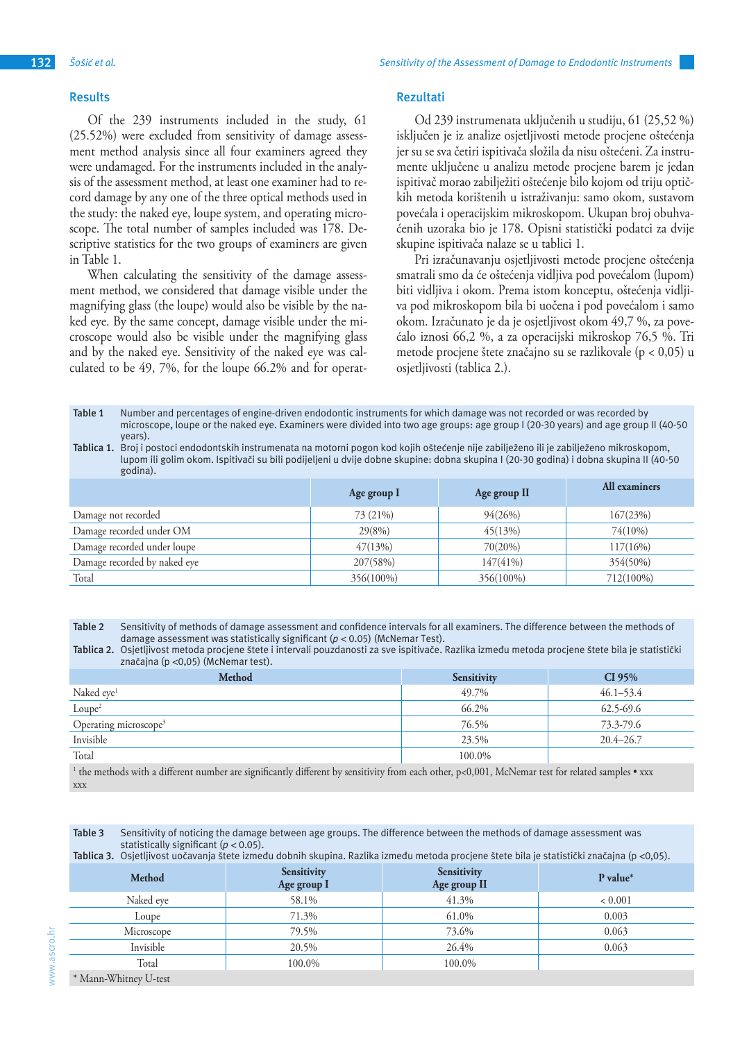## Results

Of the 239 instruments included in the study, 61 (25.52%) were excluded from sensitivity of damage assessment method analysis since all four examiners agreed they were undamaged. For the instruments included in the analysis of the assessment method, at least one examiner had to record damage by any one of the three optical methods used in the study: the naked eye, loupe system, and operating microscope. The total number of samples included was 178. Descriptive statistics for the two groups of examiners are given in Table 1.

When calculating the sensitivity of the damage assessment method, we considered that damage visible under the magnifying glass (the loupe) would also be visible by the naked eye. By the same concept, damage visible under the microscope would also be visible under the magnifying glass and by the naked eye. Sensitivity of the naked eye was calculated to be 49, 7%, for the loupe 66.2% and for operat-

## Rezultati

Od 239 instrumenata uključenih u studiju, 61 (25,52 %) isključen je iz analize osjetljivosti metode procjene oštećenja jer su se sva četiri ispitivača složila da nisu oštećeni. Za instrumente uključene u analizu metode procjene barem je jedan ispitivač morao zabilježiti oštećenje bilo kojom od triju optičkih metoda korištenih u istraživanju: samo okom, sustavom povećala i operacijskim mikroskopom. Ukupan broj obuhvaćenih uzoraka bio je 178. Opisni statistički podatci za dvije skupine ispitivača nalaze se u tablici 1.

Pri izračunavanju osjetljivosti metode procjene oštećenja smatrali smo da će oštećenja vidljiva pod povećalom (lupom) biti vidljiva i okom. Prema istom konceptu, oštećenja vidljiva pod mikroskopom bila bi uočena i pod povećalom i samo okom. Izračunato je da je osjetljivost okom 49,7 %, za povećalo iznosi 66,2 %, a za operacijski mikroskop 76,5 %. Tri metode procjene štete značajno su se razlikovale ($p < 0,05$) u osjetljivosti (tablica 2.).

**Table 1** Number and percentages of engine-driven endodontic instruments for which damage was not recorded or was recorded by microscope, loupe or the naked eye. Examiners were divided into two age groups: age group I (20-30 years) and age group II (40-50 years).

**Tablica 1.** Broj i postoci endodontskih instrumenata na motorni pogon kod kojih oštećenje nije zabilježeno ili je zabilježeno mikroskopom, lupom ili golim okom. Ispitivači su bili podijeljeni u dvije dobne skupine: dobna skupina I (20-30 godina) i dobna skupina II (40-50 godina).

| | Age group I | Age group II | All examiners |
|---|---|---|---|
| Damage not recorded | 73 (21%) | 94(26%) | 167(23%) |
| Damage recorded under OM | 29(8%) | 45(13%) | 74(10%) |
| Damage recorded under loupe | 47(13%) | 70(20%) | 117(16%) |
| Damage recorded by naked eye | 207(58%) | 147(41%) | 354(50%) |
| Total | 356(100%) | 356(100%) | 712(100%) |

**Table 2** Sensitivity of methods of damage assessment and confidence intervals for all examiners. The difference between the methods of damage assessment was statistically significant ($p < 0.05$) (McNemar Test).

**Tablica 2.** Osjetljivost metoda procjene štete i intervali pouzdanosti za sve ispitivače. Razlika između metoda procjene štete bila je statistički značajna ($p < 0,05$) (McNemar test).

| Method | Sensitivity | CI 95% |
|---|---|---|
| Naked eye[1] | 49.7% | 46.1–53.4 |
| Loupe[2] | 66.2% | 62.5-69.6 |
| Operating microscope[3] | 76.5% | 73.3-79.6 |
| Invisible | 23.5% | 20.4–26.7 |
| Total | 100.0% | |

[1] the methods with a different number are significantly different by sensitivity from each other, $p<0,001$, McNemar test for related samples • xxx xxx

**Table 3** Sensitivity of noticing the damage between age groups. The difference between the methods of damage assessment was statistically significant ($p < 0.05$).

**Tablica 3.** Osjetljivost uočavanja štete između dobnih skupina. Razlika između metoda procjene štete bila je statistički značajna ($p < 0,05$).

| Method | Sensitivity Age group I | Sensitivity Age group II | P value* |
|---|---|---|---|
| Naked eye | 58.1% | 41.3% | < 0.001 |
| Loupe | 71.3% | 61.0% | 0.003 |
| Microscope | 79.5% | 73.6% | 0.063 |
| Invisible | 20.5% | 26.4% | 0.063 |
| Total | 100.0% | 100.0% | |

\* Mann-Whitney U-test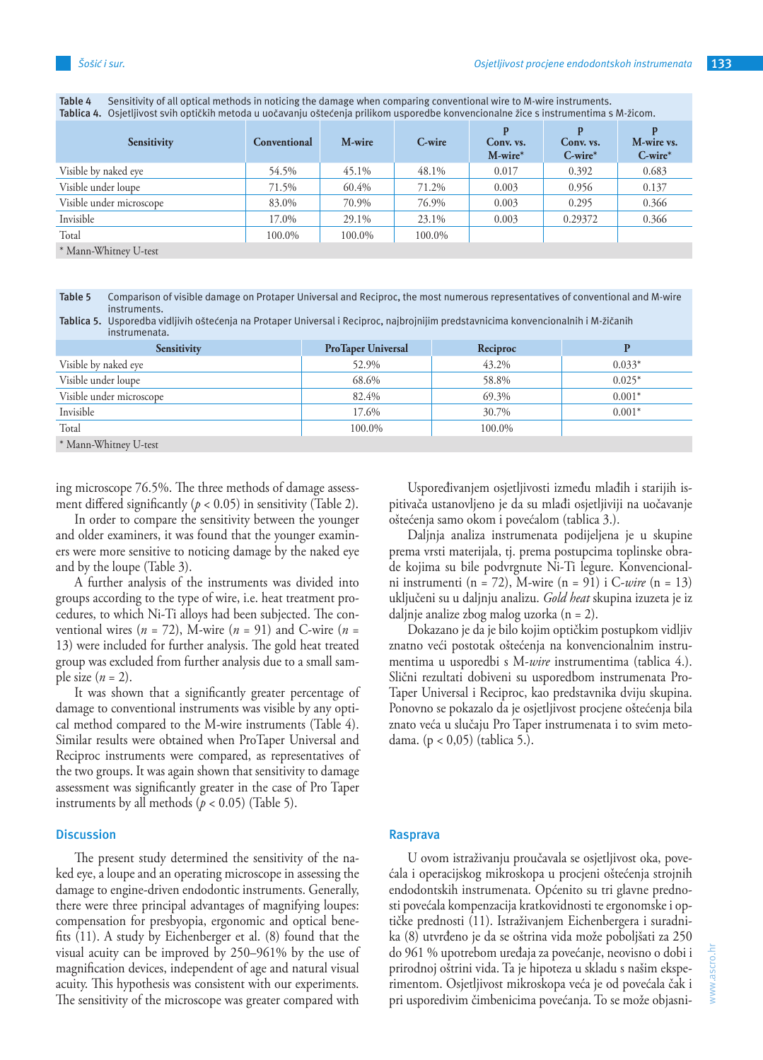Table 4 Sensitivity of all optical methods in noticing the damage when comparing conventional wire to M-wire instruments.
Tablica 4. Osjetljivost svih optičkih metoda u uočavanju oštećenja prilikom usporedbe konvencionalne žice s instrumentima s M-žicom.

| Sensitivity | Conventional | M-wire | C-wire | p Conv. vs. M-wire* | p Conv. vs. C-wire* | p M-wire vs. C-wire* |
|---|---|---|---|---|---|---|
| Visible by naked eye | 54.5% | 45.1% | 48.1% | 0.017 | 0.392 | 0.683 |
| Visible under loupe | 71.5% | 60.4% | 71.2% | 0.003 | 0.956 | 0.137 |
| Visible under microscope | 83.0% | 70.9% | 76.9% | 0.003 | 0.295 | 0.366 |
| Invisible | 17.0% | 29.1% | 23.1% | 0.003 | 0.29372 | 0.366 |
| Total | 100.0% | 100.0% | 100.0% | | | |

\* Mann-Whitney U-test

Table 5 Comparison of visible damage on Protaper Universal and Reciproc, the most numerous representatives of conventional and M-wire instruments.
Tablica 5. Usporedba vidljivih oštećenja na Protaper Universal i Reciproc, najbrojnijim predstavnicima konvencionalnih i M-žičanih instrumenata.

| Sensitivity | ProTaper Universal | Reciproc | P |
|---|---|---|---|
| Visible by naked eye | 52.9% | 43.2% | 0.033* |
| Visible under loupe | 68.6% | 58.8% | 0.025* |
| Visible under microscope | 82.4% | 69.3% | 0.001* |
| Invisible | 17.6% | 30.7% | 0.001* |
| Total | 100.0% | 100.0% | |

\* Mann-Whitney U-test

ing microscope 76.5%. The three methods of damage assessment differed significantly ($p < 0.05$) in sensitivity (Table 2).

In order to compare the sensitivity between the younger and older examiners, it was found that the younger examiners were more sensitive to noticing damage by the naked eye and by the loupe (Table 3).

A further analysis of the instruments was divided into groups according to the type of wire, i.e. heat treatment procedures, to which Ni-Ti alloys had been subjected. The conventional wires ($n$ = 72), M-wire ($n$ = 91) and C-wire ($n$ = 13) were included for further analysis. The gold heat treated group was excluded from further analysis due to a small sample size ($n$ = 2).

It was shown that a significantly greater percentage of damage to conventional instruments was visible by any optical method compared to the M-wire instruments (Table 4). Similar results were obtained when ProTaper Universal and Reciproc instruments were compared, as representatives of the two groups. It was again shown that sensitivity to damage assessment was significantly greater in the case of Pro Taper instruments by all methods ($p < 0.05$) (Table 5).

Uspoređivanjem osjetljivosti između mlađih i starijih ispitivača ustanovljeno je da su mlađi osjetljiviji na uočavanje oštećenja samo okom i povećalom (tablica 3.).

Daljnja analiza instrumenata podijeljena je u skupine prema vrsti materijala, tj. prema postupcima toplinske obrade kojima su bile podvrgnute Ni-Ti legure. Konvencionalni instrumenti (n = 72), M-wire (n = 91) i C-*wire* (n = 13) uključeni su u daljnju analizu. *Gold heat* skupina izuzeta je iz daljnje analize zbog malog uzorka (n = 2).

Dokazano je da je bilo kojim optičkim postupkom vidljiv znatno veći postotak oštećenja na konvencionalnim instrumentima u usporedbi s M-*wire* instrumentima (tablica 4.). Slični rezultati dobiveni su usporedbom instrumenata ProTaper Universal i Reciproc, kao predstavnika dviju skupina. Ponovno se pokazalo da je osjetljivost procjene oštećenja bila znato veća u slučaju Pro Taper instrumenata i to svim metodama. ($p < 0,05$) (tablica 5.).

## Discussion

The present study determined the sensitivity of the naked eye, a loupe and an operating microscope in assessing the damage to engine-driven endodontic instruments. Generally, there were three principal advantages of magnifying loupes: compensation for presbyopia, ergonomic and optical benefits (11). A study by Eichenberger et al. (8) found that the visual acuity can be improved by 250–961% by the use of magnification devices, independent of age and natural visual acuity. This hypothesis was consistent with our experiments. The sensitivity of the microscope was greater compared with

## Rasprava

U ovom istraživanju proučavala se osjetljivost oka, povećala i operacijskog mikroskopa u procjeni oštećenja strojnih endodontskih instrumenata. Općenito su tri glavne prednosti povećala kompenzacija kratkovidnosti te ergonomske i optičke prednosti (11). Istraživanjem Eichenbergera i suradnika (8) utvrđeno je da se oštrina vida može poboljšati za 250 do 961 % upotrebom uređaja za povećanje, neovisno o dobi i prirodnoj oštrini vida. Ta je hipoteza u skladu s našim eksperimentom. Osjetljivost mikroskopa veća je od povećala čak i pri usporedivim čimbenicima povećanja. To se može objasni-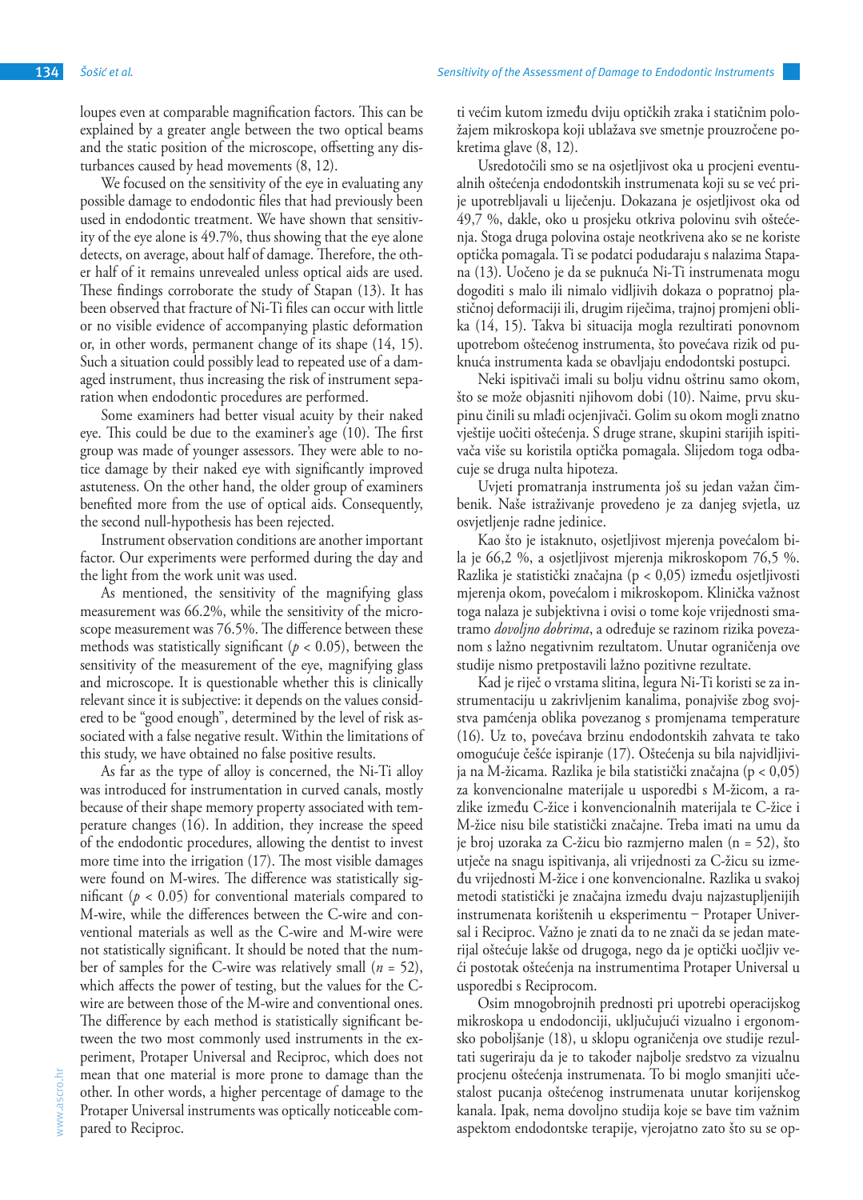loupes even at comparable magnification factors. This can be explained by a greater angle between the two optical beams and the static position of the microscope, offsetting any disturbances caused by head movements (8, 12).

We focused on the sensitivity of the eye in evaluating any possible damage to endodontic files that had previously been used in endodontic treatment. We have shown that sensitivity of the eye alone is 49.7%, thus showing that the eye alone detects, on average, about half of damage. Therefore, the other half of it remains unrevealed unless optical aids are used. These findings corroborate the study of Stapan (13). It has been observed that fracture of Ni-Ti files can occur with little or no visible evidence of accompanying plastic deformation or, in other words, permanent change of its shape (14, 15). Such a situation could possibly lead to repeated use of a damaged instrument, thus increasing the risk of instrument separation when endodontic procedures are performed.

Some examiners had better visual acuity by their naked eye. This could be due to the examiner's age (10). The first group was made of younger assessors. They were able to notice damage by their naked eye with significantly improved astuteness. On the other hand, the older group of examiners benefited more from the use of optical aids. Consequently, the second null-hypothesis has been rejected.

Instrument observation conditions are another important factor. Our experiments were performed during the day and the light from the work unit was used.

As mentioned, the sensitivity of the magnifying glass measurement was 66.2%, while the sensitivity of the microscope measurement was 76.5%. The difference between these methods was statistically significant ($p < 0.05$), between the sensitivity of the measurement of the eye, magnifying glass and microscope. It is questionable whether this is clinically relevant since it is subjective: it depends on the values considered to be "good enough", determined by the level of risk associated with a false negative result. Within the limitations of this study, we have obtained no false positive results.

As far as the type of alloy is concerned, the Ni-Ti alloy was introduced for instrumentation in curved canals, mostly because of their shape memory property associated with temperature changes (16). In addition, they increase the speed of the endodontic procedures, allowing the dentist to invest more time into the irrigation (17). The most visible damages were found on M-wires. The difference was statistically significant ($p < 0.05$) for conventional materials compared to M-wire, while the differences between the C-wire and conventional materials as well as the C-wire and M-wire were not statistically significant. It should be noted that the number of samples for the C-wire was relatively small ($n = 52$), which affects the power of testing, but the values for the C-wire are between those of the M-wire and conventional ones. The difference by each method is statistically significant between the two most commonly used instruments in the experiment, Protaper Universal and Reciproc, which does not mean that one material is more prone to damage than the other. In other words, a higher percentage of damage to the Protaper Universal instruments was optically noticeable compared to Reciproc.

ti većim kutom između dviju optičkih zraka i statičnim položajem mikroskopa koji ublažava sve smetnje prouzročene pokretima glave (8, 12).

Usredotočili smo se na osjetljivost oka u procjeni eventualnih oštećenja endodontskih instrumenata koji su se već prije upotrebljavali u liječenju. Dokazana je osjetljivost oka od 49,7 %, dakle, oko u prosjeku otkriva polovinu svih oštećenja. Stoga druga polovina ostaje neotkrivena ako se ne koriste optička pomagala. Ti se podatci podudaraju s nalazima Stapana (13). Uočeno je da se puknuća Ni-Ti instrumenata mogu dogoditi s malo ili nimalo vidljivih dokaza o popratnoj plastičnoj deformaciji ili, drugim riječima, trajnoj promjeni oblika (14, 15). Takva bi situacija mogla rezultirati ponovnom upotrebom oštećenog instrumenta, što povećava rizik od puknuća instrumenta kada se obavljaju endodontski postupci.

Neki ispitivači imali su bolju vidnu oštrinu samo okom, što se može objasniti njihovom dobi (10). Naime, prvu skupinu činili su mlađi ocjenjivači. Golim su okom mogli znatno vještije uočiti oštećenja. S druge strane, skupini starijih ispitivača više su koristila optička pomagala. Slijedom toga odbacuje se druga nulta hipoteza.

Uvjeti promatranja instrumenta još su jedan važan čimbenik. Naše istraživanje provedeno je za danjeg svjetla, uz osvjetljenje radne jedinice.

Kao što je istaknuto, osjetljivost mjerenja povećalom bila je 66,2 %, a osjetljivost mjerenja mikroskopom 76,5 %. Razlika je statistički značajna ($p < 0,05$) između osjetljivosti mjerenja okom, povećalom i mikroskopom. Klinička važnost toga nalaza je subjektivna i ovisi o tome koje vrijednosti smatramo *dovoljno dobrima*, a određuje se razinom rizika povezanom s lažno negativnim rezultatom. Unutar ograničenja ove studije nismo pretpostavili lažno pozitivne rezultate.

Kad je riječ o vrstama slitina, legura Ni-Ti koristi se za instrumentaciju u zakrivljenim kanalima, ponajviše zbog svojstva pamćenja oblika povezanog s promjenama temperature (16). Uz to, povećava brzinu endodontskih zahvata te tako omogućuje češće ispiranje (17). Oštećenja su bila najvidljivija na M-žicama. Razlika je bila statistički značajna ($p < 0,05$) za konvencionalne materijale u usporedbi s M-žicom, a razlike između C-žice i konvencionalnih materijala te C-žice i M-žice nisu bile statistički značajne. Treba imati na umu da je broj uzoraka za C-žicu bio razmjerno malen ($n = 52$), što utječe na snagu ispitivanja, ali vrijednosti za C-žicu su između vrijednosti M-žice i one konvencionalne. Razlika u svakoj metodi statistički je značajna između dvaju najzastupljenijih instrumenata korištenih u eksperimentu – Protaper Universal i Reciproc. Važno je znati da to ne znači da se jedan materijal oštećuje lakše od drugoga, nego da je optički uočljiv veći postotak oštećenja na instrumentima Protaper Universal u usporedbi s Reciprocom.

Osim mnogobrojnih prednosti pri upotrebi operacijskog mikroskopa u endodonciji, uključujući vizualno i ergonomsko poboljšanje (18), u sklopu ograničenja ove studije rezultati sugeriraju da je to također najbolje sredstvo za vizualnu procjenu oštećenja instrumenata. To bi moglo smanjiti učestalost pucanja oštećenog instrumenata unutar korijenskog kanala. Ipak, nema dovoljno studija koje se bave tim važnim aspektom endodontske terapije, vjerojatno zato što su se op-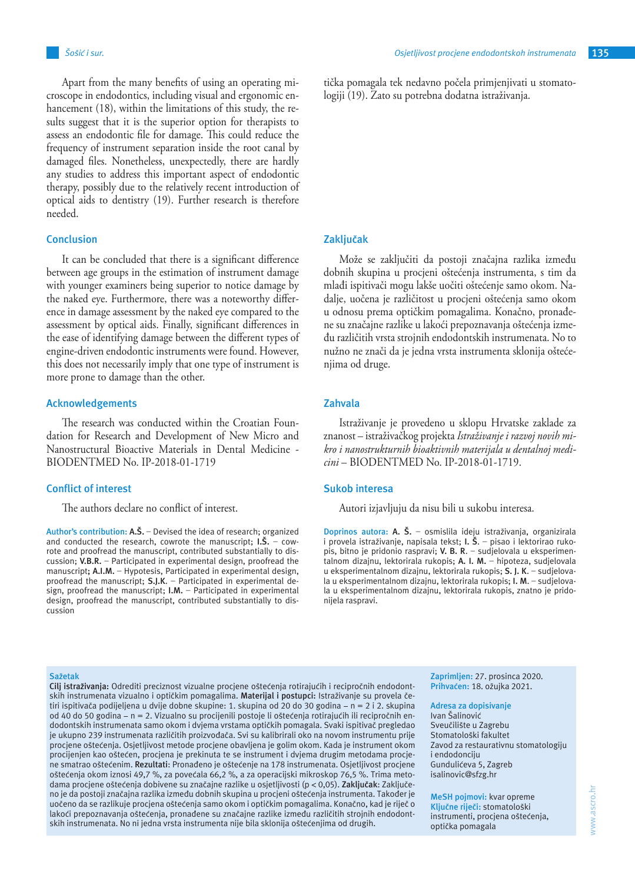Apart from the many benefits of using an operating microscope in endodontics, including visual and ergonomic enhancement (18), within the limitations of this study, the results suggest that it is the superior option for therapists to assess an endodontic file for damage. This could reduce the frequency of instrument separation inside the root canal by damaged files. Nonetheless, unexpectedly, there are hardly any studies to address this important aspect of endodontic therapy, possibly due to the relatively recent introduction of optical aids to dentistry (19). Further research is therefore needed.

## Conclusion

It can be concluded that there is a significant difference between age groups in the estimation of instrument damage with younger examiners being superior to notice damage by the naked eye. Furthermore, there was a noteworthy difference in damage assessment by the naked eye compared to the assessment by optical aids. Finally, significant differences in the ease of identifying damage between the different types of engine-driven endodontic instruments were found. However, this does not necessarily imply that one type of instrument is more prone to damage than the other.

## Acknowledgements

The research was conducted within the Croatian Foundation for Research and Development of New Micro and Nanostructural Bioactive Materials in Dental Medicine - BIODENTMED No. IP-2018-01-1719

## Conflict of interest

The authors declare no conflict of interest.

**Author's contribution:** **A.Š.** – Devised the idea of research; organized and conducted the research, cowrote the manuscript; **I.Š.** – cowrote and proofread the manuscript, contributed substantially to discussion; **V.B.R.** – Participated in experimental design, proofread the manuscript; **A.I.M.** – Hypotesis, Participated in experimental design, proofread the manuscript; **S.J.K.** – Participated in experimental design, proofread the manuscript; **I.M.** – Participated in experimental design, proofread the manuscript, contributed substantially to discussion

tička pomagala tek nedavno počela primjenjivati u stomatologiji (19). Zato su potrebna dodatna istraživanja.

## Zaključak

Može se zaključiti da postoji značajna razlika između dobnih skupina u procjeni oštećenja instrumenta, s tim da mlađi ispitivači mogu lakše uočiti oštećenje samo okom. Nadalje, uočena je različitost u procjeni oštećenja samo okom u odnosu prema optičkim pomagalima. Konačno, pronađene su značajne razlike u lakoći prepoznavanja oštećenja između različitih vrsta strojnih endodontskih instrumenata. No to nužno ne znači da je jedna vrsta instrumenta sklonija oštećenjima od druge.

## Zahvala

Istraživanje je provedeno u sklopu Hrvatske zaklade za znanost – istraživačkog projekta *Istraživanje i razvoj novih mikro i nanostrukturnih bioaktivnih materijala u dentalnoj medicini* – BIODENTMED No. IP-2018-01-1719.

## Sukob interesa

Autori izjavljuju da nisu bili u sukobu interesa.

**Doprinos autora:** **A. Š.** – osmislila ideju istraživanja, organizirala i provela istraživanje, napisala tekst; **I. Š.** – pisao i lektorirao rukopis, bitno je pridonio raspravi; **V. B. R.** – sudjelovala u eksperimentalnom dizajnu, lektorirala rukopis; **A. I. M.** – hipoteza, sudjelovala u eksperimentalnom dizajnu, lektorirala rukopis; **S. J. K.** – sudjelovala u eksperimentalnom dizajnu, lektorirala rukopis; **I. M.** – sudjelovala u eksperimentalnom dizajnu, lektorirala rukopis, znatno je pridonijela raspravi.

## Sažetak

**Cilj istraživanja:** Odrediti preciznost vizualne procjene oštećenja rotirajućih i recipročnih endodontskih instrumenata vizualno i optičkim pomagalima. **Materijal i postupci:** Istraživanje su provela četiri ispitivača podijeljena u dvije dobne skupine: 1. skupina od 20 do 30 godina – n = 2 i 2. skupina od 40 do 50 godina – n = 2. Vizualno su procijenili postoje li oštećenja rotirajućih ili recipročnih endodontskih instrumenata samo okom i dvjema vrstama optičkih pomagala. Svaki ispitivač pregledao je ukupno 239 instrumenata različitih proizvođača. Svi su kalibrirali oko na novom instrumentu prije procjene oštećenja. Osjetljivost metode procjene obavljena je golim okom. Kada je instrument okom procijenjen kao oštećen, procjena je prekinuta te se instrument i dvjema drugim metodama procjene smatrao oštećenim. **Rezultati**: Pronađeno je oštećenje na 178 instrumenata. Osjetljivost procjene oštećenja okom iznosi 49,7 %, za povećala 66,2 %, a za operacijski mikroskop 76,5 %. Trima metodama procjene oštećenja dobivene su značajne razlike u osjetljivosti (p < 0,05). **Zaključak**: Zaključeno je da postoji značajna razlika između dobnih skupina u procjeni oštećenja instrumenta. Također je uočeno da se razlikuje procjena oštećenja samo okom i optičkim pomagalima. Konačno, kad je riječ o lakoći prepoznavanja oštećenja, pronađene su značajne razlike između različitih strojnih endodontskih instrumenata. No ni jedna vrsta instrumenta nije bila sklonija oštećenjima od drugih.

**Zaprimljen:** 27. prosinca 2020.
**Prihvaćen:** 18. ožujka 2021.

**Adresa za dopisivanje**
Ivan Šalinović
Sveučilište u Zagrebu
Stomatološki fakultet
Zavod za restaurativnu stomatologiju i endodonciju
Gundulićeva 5, Zagreb
isalinovic@sfzg.hr

**MeSH pojmovi:** kvar opreme
**Ključne riječi:** stomatološki instrumenti, procjena oštećenja, optička pomagala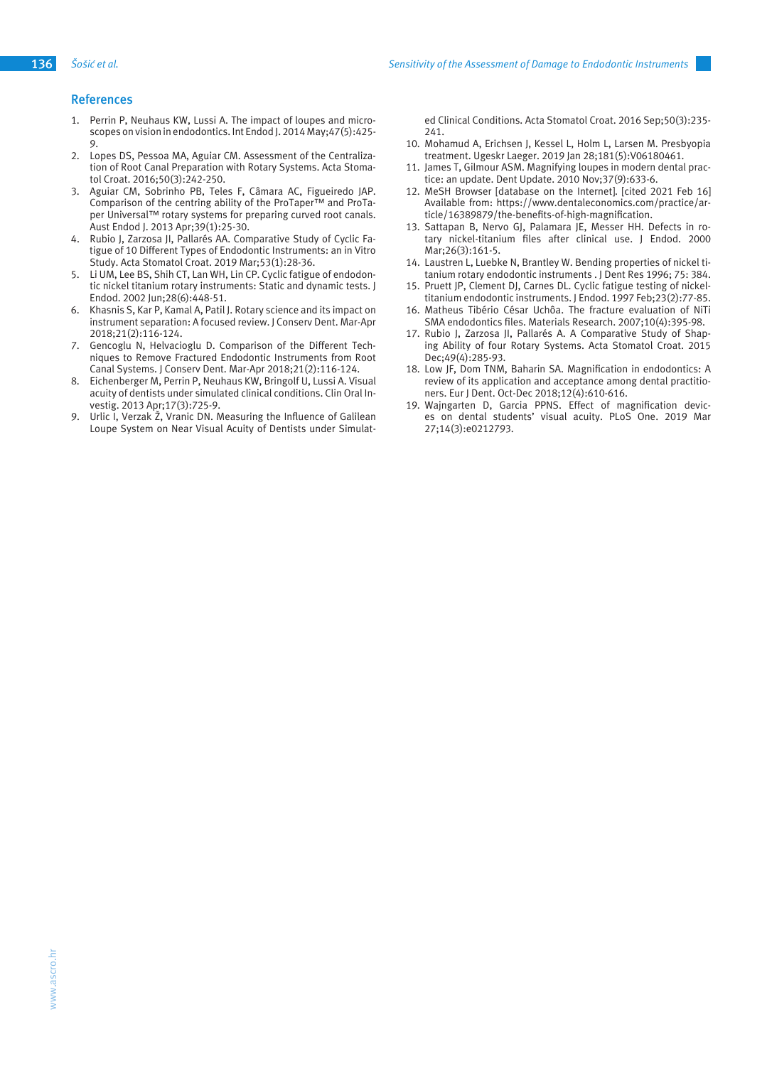## References

1. Perrin P, Neuhaus KW, Lussi A. The impact of loupes and microscopes on vision in endodontics. Int Endod J. 2014 May;47(5):425-9.
2. Lopes DS, Pessoa MA, Aguiar CM. Assessment of the Centralization of Root Canal Preparation with Rotary Systems. Acta Stomatol Croat. 2016;50(3):242-250.
3. Aguiar CM, Sobrinho PB, Teles F, Câmara AC, Figueiredo JAP. Comparison of the centring ability of the ProTaper™ and ProTaper Universal™ rotary systems for preparing curved root canals. Aust Endod J. 2013 Apr;39(1):25-30.
4. Rubio J, Zarzosa JI, Pallarés AA. Comparative Study of Cyclic Fatigue of 10 Different Types of Endodontic Instruments: an in Vitro Study. Acta Stomatol Croat. 2019 Mar;53(1):28-36.
5. Li UM, Lee BS, Shih CT, Lan WH, Lin CP. Cyclic fatigue of endodontic nickel titanium rotary instruments: Static and dynamic tests. J Endod. 2002 Jun;28(6):448-51.
6. Khasnis S, Kar P, Kamal A, Patil J. Rotary science and its impact on instrument separation: A focused review. J Conserv Dent. Mar-Apr 2018;21(2):116-124.
7. Gencoglu N, Helvacioglu D. Comparison of the Different Techniques to Remove Fractured Endodontic Instruments from Root Canal Systems. J Conserv Dent. Mar-Apr 2018;21(2):116-124.
8. Eichenberger M, Perrin P, Neuhaus KW, Bringolf U, Lussi A. Visual acuity of dentists under simulated clinical conditions. Clin Oral Investig. 2013 Apr;17(3):725-9.
9. Urlic I, Verzak Ž, Vranic DN. Measuring the Influence of Galilean Loupe System on Near Visual Acuity of Dentists under Simulated Clinical Conditions. Acta Stomatol Croat. 2016 Sep;50(3):235-241.
10. Mohamud A, Erichsen J, Kessel L, Holm L, Larsen M. Presbyopia treatment. Ugeskr Laeger. 2019 Jan 28;181(5):V06180461.
11. James T, Gilmour ASM. Magnifying loupes in modern dental practice: an update. Dent Update. 2010 Nov;37(9):633-6.
12. MeSH Browser [database on the Internet]. [cited 2021 Feb 16] Available from: https://www.dentaleconomics.com/practice/article/16389879/the-benefits-of-high-magnification.
13. Sattapan B, Nervo GJ, Palamara JE, Messer HH. Defects in rotary nickel-titanium files after clinical use. J Endod. 2000 Mar;26(3):161-5.
14. Laustren L, Luebke N, Brantley W. Bending properties of nickel titanium rotary endodontic instruments . J Dent Res 1996; 75: 384.
15. Pruett JP, Clement DJ, Carnes DL. Cyclic fatigue testing of nickel-titanium endodontic instruments. J Endod. 1997 Feb;23(2):77-85.
16. Matheus Tibério César Uchôa. The fracture evaluation of NiTi SMA endodontics files. Materials Research. 2007;10(4):395-98.
17. Rubio J, Zarzosa JI, Pallarés A. A Comparative Study of Shaping Ability of four Rotary Systems. Acta Stomatol Croat. 2015 Dec;49(4):285-93.
18. Low JF, Dom TNM, Baharin SA. Magnification in endodontics: A review of its application and acceptance among dental practitioners. Eur J Dent. Oct-Dec 2018;12(4):610-616.
19. Wajngarten D, Garcia PPNS. Effect of magnification devices on dental students' visual acuity. PLoS One. 2019 Mar 27;14(3):e0212793.